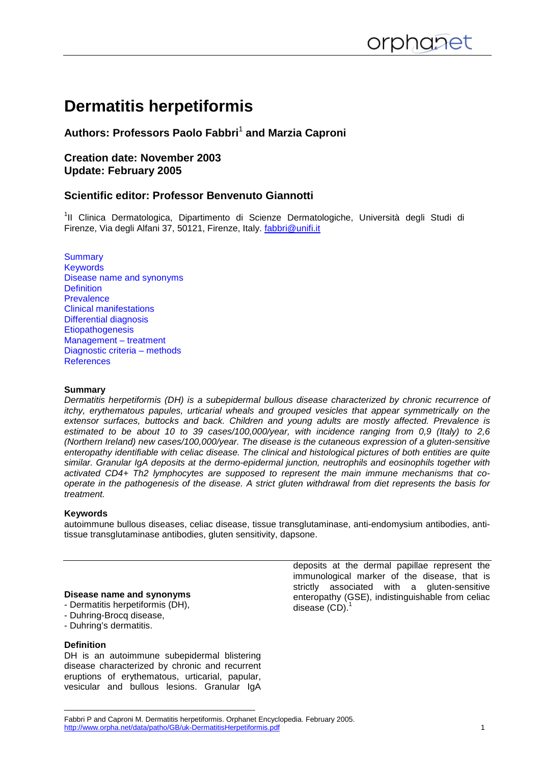# Dermatitis herpetiformis

## Authors: Professors Paolo Fabbri[1] and Marzia Caproni

## Creation date: November 2003
## Update: February 2005

## Scientific editor: Professor Benvenuto Giannotti

[1]II Clinica Dermatologica, Dipartimento di Scienze Dermatologiche, Università degli Studi di Firenze, Via degli Alfani 37, 50121, Firenze, Italy. fabbri@unifi.it

Summary
Keywords
Disease name and synonyms
Definition
Prevalence
Clinical manifestations
Differential diagnosis
Etiopathogenesis
Management – treatment
Diagnostic criteria – methods
References

### Summary

*Dermatitis herpetiformis (DH) is a subepidermal bullous disease characterized by chronic recurrence of itchy, erythematous papules, urticarial wheals and grouped vesicles that appear symmetrically on the extensor surfaces, buttocks and back. Children and young adults are mostly affected. Prevalence is estimated to be about 10 to 39 cases/100,000/year, with incidence ranging from 0,9 (Italy) to 2,6 (Northern Ireland) new cases/100,000/year. The disease is the cutaneous expression of a gluten-sensitive enteropathy identifiable with celiac disease. The clinical and histological pictures of both entities are quite similar. Granular IgA deposits at the dermo-epidermal junction, neutrophils and eosinophils together with activated CD4+ Th2 lymphocytes are supposed to represent the main immune mechanisms that co-operate in the pathogenesis of the disease. A strict gluten withdrawal from diet represents the basis for treatment.*

### Keywords

autoimmune bullous diseases, celiac disease, tissue transglutaminase, anti-endomysium antibodies, anti-tissue transglutaminase antibodies, gluten sensitivity, dapsone.

### Disease name and synonyms

- Dermatitis herpetiformis (DH),
- Duhring-Brocq disease,
- Duhring's dermatitis.

### Definition

DH is an autoimmune subepidermal blistering disease characterized by chronic and recurrent eruptions of erythematous, urticarial, papular, vesicular and bullous lesions. Granular IgA deposits at the dermal papillae represent the immunological marker of the disease, that is strictly associated with a gluten-sensitive enteropathy (GSE), indistinguishable from celiac disease (CD).[1]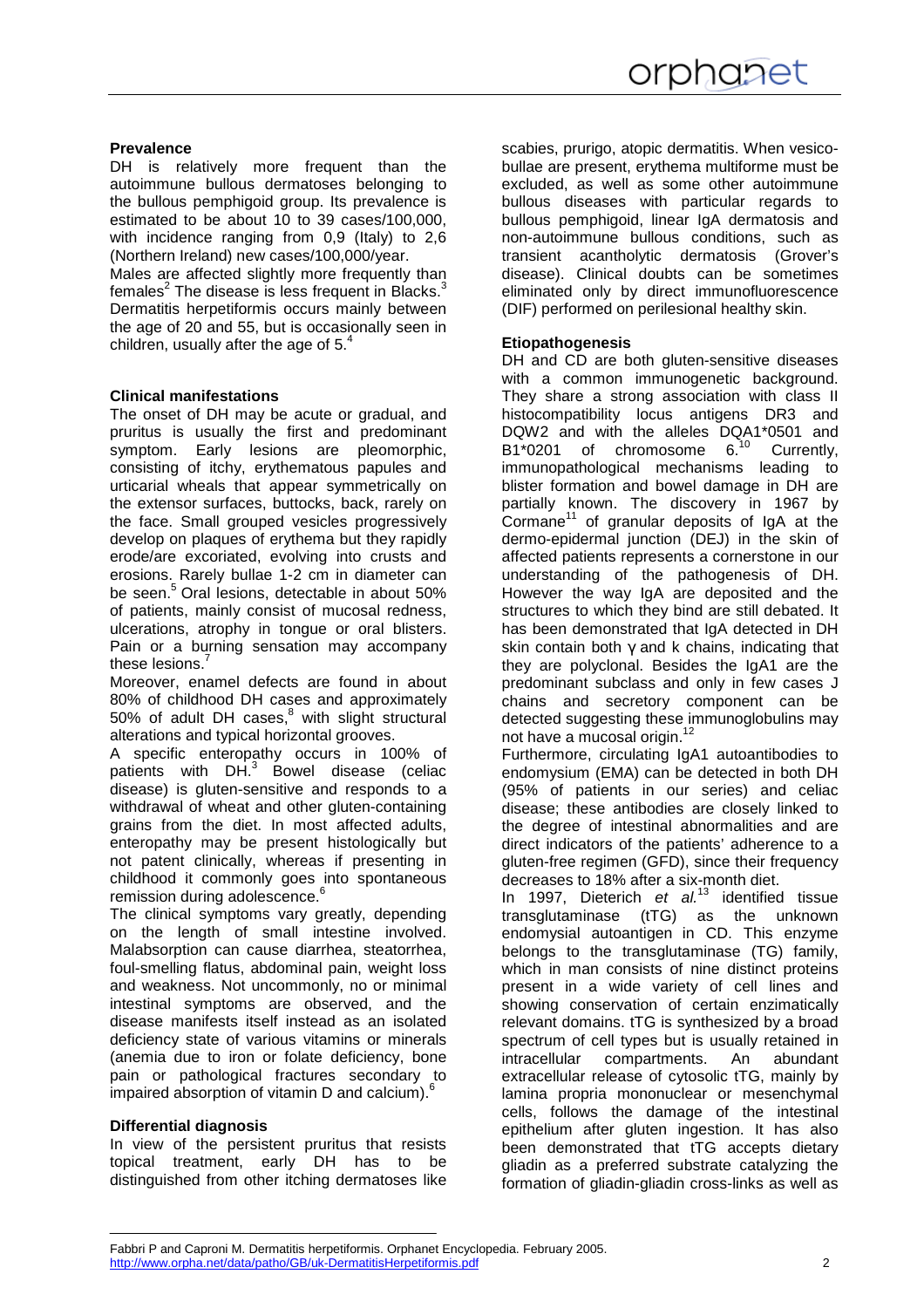### Prevalence

DH is relatively more frequent than the autoimmune bullous dermatoses belonging to the bullous pemphigoid group. Its prevalence is estimated to be about 10 to 39 cases/100,000, with incidence ranging from 0,9 (Italy) to 2,6 (Northern Ireland) new cases/100,000/year.

Males are affected slightly more frequently than females[2] The disease is less frequent in Blacks.[3] Dermatitis herpetiformis occurs mainly between the age of 20 and 55, but is occasionally seen in children, usually after the age of 5.[4]

### Clinical manifestations

The onset of DH may be acute or gradual, and pruritus is usually the first and predominant symptom. Early lesions are pleomorphic, consisting of itchy, erythematous papules and urticarial wheals that appear symmetrically on the extensor surfaces, buttocks, back, rarely on the face. Small grouped vesicles progressively develop on plaques of erythema but they rapidly erode/are excoriated, evolving into crusts and erosions. Rarely bullae 1-2 cm in diameter can be seen.[5] Oral lesions, detectable in about 50% of patients, mainly consist of mucosal redness, ulcerations, atrophy in tongue or oral blisters. Pain or a burning sensation may accompany these lesions.[7]

Moreover, enamel defects are found in about 80% of childhood DH cases and approximately 50% of adult DH cases,[8] with slight structural alterations and typical horizontal grooves.

A specific enteropathy occurs in 100% of patients with DH.[3] Bowel disease (celiac disease) is gluten-sensitive and responds to a withdrawal of wheat and other gluten-containing grains from the diet. In most affected adults, enteropathy may be present histologically but not patent clinically, whereas if presenting in childhood it commonly goes into spontaneous remission during adolescence.[6]

The clinical symptoms vary greatly, depending on the length of small intestine involved. Malabsorption can cause diarrhea, steatorrhea, foul-smelling flatus, abdominal pain, weight loss and weakness. Not uncommonly, no or minimal intestinal symptoms are observed, and the disease manifests itself instead as an isolated deficiency state of various vitamins or minerals (anemia due to iron or folate deficiency, bone pain or pathological fractures secondary to impaired absorption of vitamin D and calcium).[6]

### Differential diagnosis

In view of the persistent pruritus that resists topical treatment, early DH has to be distinguished from other itching dermatoses like scabies, prurigo, atopic dermatitis. When vesico-bullae are present, erythema multiforme must be excluded, as well as some other autoimmune bullous diseases with particular regards to bullous pemphigoid, linear IgA dermatosis and non-autoimmune bullous conditions, such as transient acantholytic dermatosis (Grover's disease). Clinical doubts can be sometimes eliminated only by direct immunofluorescence (DIF) performed on perilesional healthy skin.

### Etiopathogenesis

DH and CD are both gluten-sensitive diseases with a common immunogenetic background. They share a strong association with class II histocompatibility locus antigens DR3 and DQW2 and with the alleles DQA1*0501 and B1*0201 of chromosome 6.[10] Currently, immunopathological mechanisms leading to blister formation and bowel damage in DH are partially known. The discovery in 1967 by Cormane[11] of granular deposits of IgA at the dermo-epidermal junction (DEJ) in the skin of affected patients represents a cornerstone in our understanding of the pathogenesis of DH. However the way IgA are deposited and the structures to which they bind are still debated. It has been demonstrated that IgA detected in DH skin contain both γ and k chains, indicating that they are polyclonal. Besides the IgA1 are the predominant subclass and only in few cases J chains and secretory component can be detected suggesting these immunoglobulins may not have a mucosal origin.[12]

Furthermore, circulating IgA1 autoantibodies to endomysium (EMA) can be detected in both DH (95% of patients in our series) and celiac disease; these antibodies are closely linked to the degree of intestinal abnormalities and are direct indicators of the patients' adherence to a gluten-free regimen (GFD), since their frequency decreases to 18% after a six-month diet.

In 1997, Dieterich *et al.*[13] identified tissue transglutaminase (tTG) as the unknown endomysial autoantigen in CD. This enzyme belongs to the transglutaminase (TG) family, which in man consists of nine distinct proteins present in a wide variety of cell lines and showing conservation of certain enzimatically relevant domains. tTG is synthesized by a broad spectrum of cell types but is usually retained in intracellular compartments. An abundant extracellular release of cytosolic tTG, mainly by lamina propria mononuclear or mesenchymal cells, follows the damage of the intestinal epithelium after gluten ingestion. It has also been demonstrated that tTG accepts dietary gliadin as a preferred substrate catalyzing the formation of gliadin-gliadin cross-links as well as

---

Fabbri P and Caproni M. Dermatitis herpetiformis. Orphanet Encyclopedia. February 2005.
http://www.orpha.net/data/patho/GB/uk-DermatitisHerpetiformis.pdf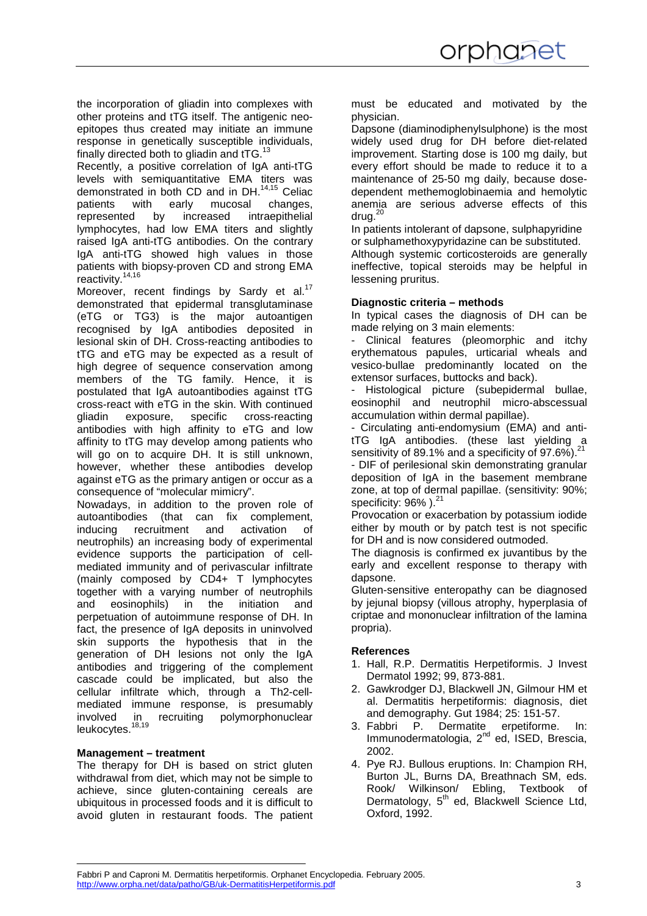the incorporation of gliadin into complexes with other proteins and tTG itself. The antigenic neo-epitopes thus created may initiate an immune response in genetically susceptible individuals, finally directed both to gliadin and tTG.[13]

Recently, a positive correlation of IgA anti-tTG levels with semiquantitative EMA titers was demonstrated in both CD and in DH.[14,15] Celiac patients with early mucosal changes, represented by increased intraepithelial lymphocytes, had low EMA titers and slightly raised IgA anti-tTG antibodies. On the contrary IgA anti-tTG showed high values in those patients with biopsy-proven CD and strong EMA reactivity.[14,16]

Moreover, recent findings by Sardy et al.[17] demonstrated that epidermal transglutaminase (eTG or TG3) is the major autoantigen recognised by IgA antibodies deposited in lesional skin of DH. Cross-reacting antibodies to tTG and eTG may be expected as a result of high degree of sequence conservation among members of the TG family. Hence, it is postulated that IgA autoantibodies against tTG cross-react with eTG in the skin. With continued gliadin exposure, specific cross-reacting antibodies with high affinity to eTG and low affinity to tTG may develop among patients who will go on to acquire DH. It is still unknown, however, whether these antibodies develop against eTG as the primary antigen or occur as a consequence of "molecular mimicry".

Nowadays, in addition to the proven role of autoantibodies (that can fix complement, inducing recruitment and activation of neutrophils) an increasing body of experimental evidence supports the participation of cell-mediated immunity and of perivascular infiltrate (mainly composed by CD4+ T lymphocytes together with a varying number of neutrophils and eosinophils) in the initiation and perpetuation of autoimmune response of DH. In fact, the presence of IgA deposits in uninvolved skin supports the hypothesis that in the generation of DH lesions not only the IgA antibodies and triggering of the complement cascade could be implicated, but also the cellular infiltrate which, through a Th2-cell-mediated immune response, is presumably involved in recruiting polymorphonuclear leukocytes.[18,19]

**Management – treatment**

The therapy for DH is based on strict gluten withdrawal from diet, which may not be simple to achieve, since gluten-containing cereals are ubiquitous in processed foods and it is difficult to avoid gluten in restaurant foods. The patient must be educated and motivated by the physician.

Dapsone (diaminodiphenylsulphone) is the most widely used drug for DH before diet-related improvement. Starting dose is 100 mg daily, but every effort should be made to reduce it to a maintenance of 25-50 mg daily, because dose-dependent methemoglobinaemia and hemolytic anemia are serious adverse effects of this drug.[20]

In patients intolerant of dapsone, sulphapyridine or sulphamethoxypyridazine can be substituted.

Although systemic corticosteroids are generally ineffective, topical steroids may be helpful in lessening pruritus.

**Diagnostic criteria – methods**

In typical cases the diagnosis of DH can be made relying on 3 main elements:

- Clinical features (pleomorphic and itchy erythematous papules, urticarial wheals and vesico-bullae predominantly located on the extensor surfaces, buttocks and back).
- Histological picture (subepidermal bullae, eosinophil and neutrophil micro-abscessual accumulation within dermal papillae).
- Circulating anti-endomysium (EMA) and anti-tTG IgA antibodies. (these last yielding a sensitivity of 89.1% and a specificity of 97.6%).[21]
- DIF of perilesional skin demonstrating granular deposition of IgA in the basement membrane zone, at top of dermal papillae. (sensitivity: 90%; specificity: 96% ).[21]

Provocation or exacerbation by potassium iodide either by mouth or by patch test is not specific for DH and is now considered outmoded.

The diagnosis is confirmed ex juvantibus by the early and excellent response to therapy with dapsone.

Gluten-sensitive enteropathy can be diagnosed by jejunal biopsy (villous atrophy, hyperplasia of criptae and mononuclear infiltration of the lamina propria).

**References**

1. Hall, R.P. Dermatitis Herpetiformis. J Invest Dermatol 1992; 99, 873-881.
2. Gawkrodger DJ, Blackwell JN, Gilmour HM et al. Dermatitis herpetiformis: diagnosis, diet and demography. Gut 1984; 25: 151-57.
3. Fabbri P. Dermatite erpetiforme. In: Immunodermatologia, 2nd ed, ISED, Brescia, 2002.
4. Pye RJ. Bullous eruptions. In: Champion RH, Burton JL, Burns DA, Breathnach SM, eds. Rook/ Wilkinson/ Ebling, Textbook of Dermatology, 5th ed, Blackwell Science Ltd, Oxford, 1992.

Fabbri P and Caproni M. Dermatitis herpetiformis. Orphanet Encyclopedia. February 2005.
http://www.orpha.net/data/patho/GB/uk-DermatitisHerpetiformis.pdf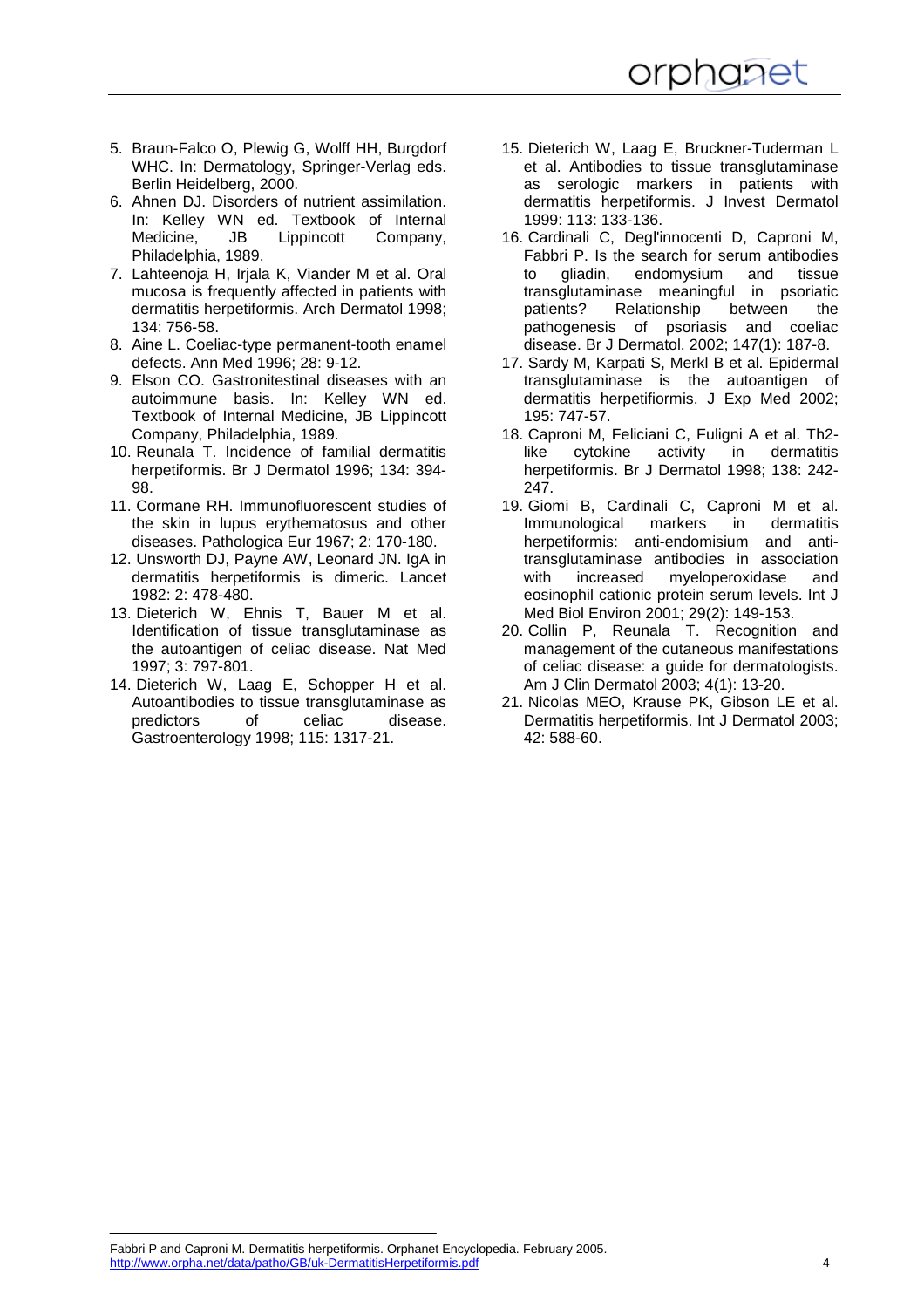5. Braun-Falco O, Plewig G, Wolff HH, Burgdorf WHC. In: Dermatology, Springer-Verlag eds. Berlin Heidelberg, 2000.
6. Ahnen DJ. Disorders of nutrient assimilation. In: Kelley WN ed. Textbook of Internal Medicine, JB Lippincott Company, Philadelphia, 1989.
7. Lahteenoja H, Irjala K, Viander M et al. Oral mucosa is frequently affected in patients with dermatitis herpetiformis. Arch Dermatol 1998; 134: 756-58.
8. Aine L. Coeliac-type permanent-tooth enamel defects. Ann Med 1996; 28: 9-12.
9. Elson CO. Gastronitestinal diseases with an autoimmune basis. In: Kelley WN ed. Textbook of Internal Medicine, JB Lippincott Company, Philadelphia, 1989.
10. Reunala T. Incidence of familial dermatitis herpetiformis. Br J Dermatol 1996; 134: 394-98.
11. Cormane RH. Immunofluorescent studies of the skin in lupus erythematosus and other diseases. Pathologica Eur 1967; 2: 170-180.
12. Unsworth DJ, Payne AW, Leonard JN. IgA in dermatitis herpetiformis is dimeric. Lancet 1982: 2: 478-480.
13. Dieterich W, Ehnis T, Bauer M et al. Identification of tissue transglutaminase as the autoantigen of celiac disease. Nat Med 1997; 3: 797-801.
14. Dieterich W, Laag E, Schopper H et al. Autoantibodies to tissue transglutaminase as predictors of celiac disease. Gastroenterology 1998; 115: 1317-21.
15. Dieterich W, Laag E, Bruckner-Tuderman L et al. Antibodies to tissue transglutaminase as serologic markers in patients with dermatitis herpetiformis. J Invest Dermatol 1999: 113: 133-136.
16. Cardinali C, Degl'innocenti D, Caproni M, Fabbri P. Is the search for serum antibodies to gliadin, endomysium and tissue transglutaminase meaningful in psoriatic patients? Relationship between the pathogenesis of psoriasis and coeliac disease. Br J Dermatol. 2002; 147(1): 187-8.
17. Sardy M, Karpati S, Merkl B et al. Epidermal transglutaminase is the autoantigen of dermatitis herpetifiormis. J Exp Med 2002; 195: 747-57.
18. Caproni M, Feliciani C, Fuligni A et al. Th2-like cytokine activity in dermatitis herpetiformis. Br J Dermatol 1998; 138: 242-247.
19. Giomi B, Cardinali C, Caproni M et al. Immunological markers in dermatitis herpetiformis: anti-endomisium and anti-transglutaminase antibodies in association with increased myeloperoxidase and eosinophil cationic protein serum levels. Int J Med Biol Environ 2001; 29(2): 149-153.
20. Collin P, Reunala T. Recognition and management of the cutaneous manifestations of celiac disease: a guide for dermatologists. Am J Clin Dermatol 2003; 4(1): 13-20.
21. Nicolas MEO, Krause PK, Gibson LE et al. Dermatitis herpetiformis. Int J Dermatol 2003; 42: 588-60.